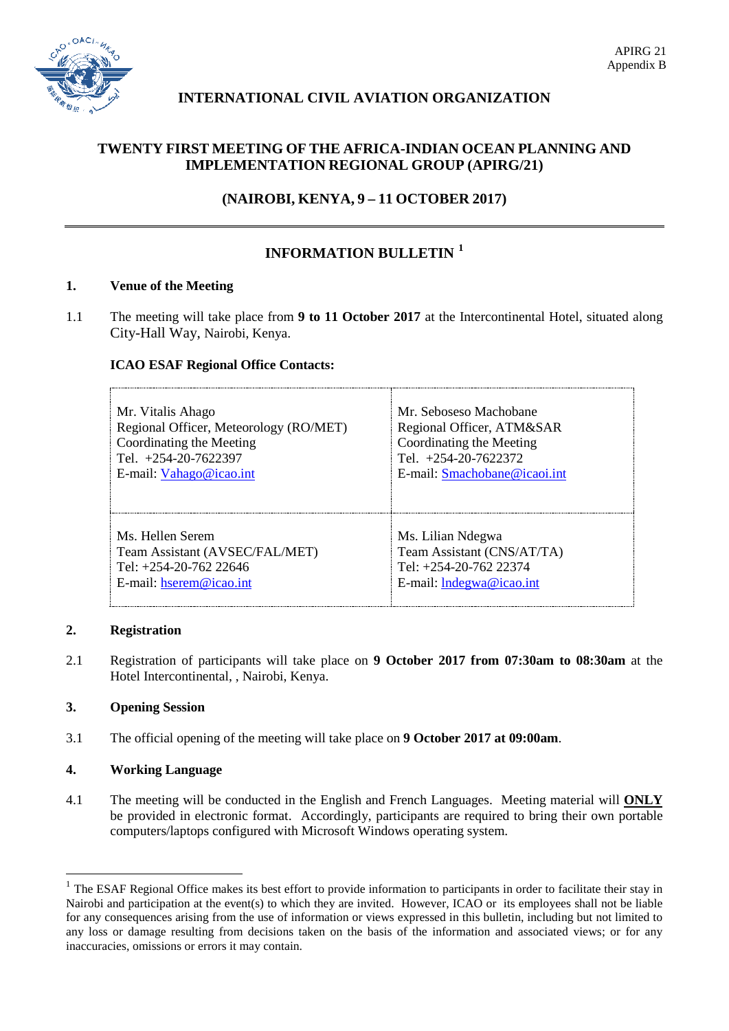APIRG 21
Appendix B

# INTERNATIONAL CIVIL AVIATION ORGANIZATION

## TWENTY FIRST MEETING OF THE AFRICA-INDIAN OCEAN PLANNING AND IMPLEMENTATION REGIONAL GROUP (APIRG/21)

## (NAIROBI, KENYA, 9 – 11 OCTOBER 2017)

---

## INFORMATION BULLETIN [1]

### 1. Venue of the Meeting

1.1 The meeting will take place from **9 to 11 October 2017** at the Intercontinental Hotel, situated along City-Hall Way, Nairobi, Kenya.

**ICAO ESAF Regional Office Contacts:**

| | |
|---|---|
| Mr. Vitalis Ahago<br>Regional Officer, Meteorology (RO/MET)<br>Coordinating the Meeting<br>Tel. +254-20-7622397<br>E-mail: Vahago@icao.int | Mr. Seboseso Machobane<br>Regional Officer, ATM&SAR<br>Coordinating the Meeting<br>Tel. +254-20-7622372<br>E-mail: Smachobane@icaoi.int |
| Ms. Hellen Serem<br>Team Assistant (AVSEC/FAL/MET)<br>Tel: +254-20-762 22646<br>E-mail: hserem@icao.int | Ms. Lilian Ndegwa<br>Team Assistant (CNS/AT/TA)<br>Tel: +254-20-762 22374<br>E-mail: lndegwa@icao.int |

### 2. Registration

2.1 Registration of participants will take place on **9 October 2017 from 07:30am to 08:30am** at the Hotel Intercontinental, , Nairobi, Kenya.

### 3. Opening Session

3.1 The official opening of the meeting will take place on **9 October 2017 at 09:00am**.

### 4. Working Language

4.1 The meeting will be conducted in the English and French Languages. Meeting material will **ONLY** be provided in electronic format. Accordingly, participants are required to bring their own portable computers/laptops configured with Microsoft Windows operating system.

---

[1] The ESAF Regional Office makes its best effort to provide information to participants in order to facilitate their stay in Nairobi and participation at the event(s) to which they are invited. However, ICAO or its employees shall not be liable for any consequences arising from the use of information or views expressed in this bulletin, including but not limited to any loss or damage resulting from decisions taken on the basis of the information and associated views; or for any inaccuracies, omissions or errors it may contain.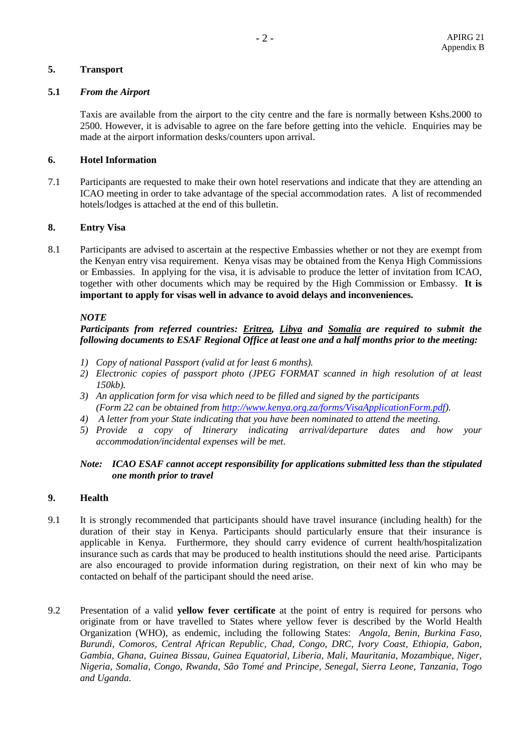## 5. Transport

### 5.1 *From the Airport*

Taxis are available from the airport to the city centre and the fare is normally between Kshs.2000 to 2500. However, it is advisable to agree on the fare before getting into the vehicle. Enquiries may be made at the airport information desks/counters upon arrival.

## 6. Hotel Information

7.1 Participants are requested to make their own hotel reservations and indicate that they are attending an ICAO meeting in order to take advantage of the special accommodation rates. A list of recommended hotels/lodges is attached at the end of this bulletin.

## 8. Entry Visa

8.1 Participants are advised to ascertain at the respective Embassies whether or not they are exempt from the Kenyan entry visa requirement. Kenya visas may be obtained from the Kenya High Commissions or Embassies. In applying for the visa, it is advisable to produce the letter of invitation from ICAO, together with other documents which may be required by the High Commission or Embassy. **It is important to apply for visas well in advance to avoid delays and inconveniences.**

***NOTE***

***Participants from referred countries: <u>Eritrea</u>, <u>Libya</u> and <u>Somalia</u> are required to submit the following documents to ESAF Regional Office at least one and a half months prior to the meeting:***

1) *Copy of national Passport (valid at for least 6 months).*
2) *Electronic copies of passport photo (JPEG FORMAT scanned in high resolution of at least 150kb).*
3) *An application form for visa which need to be filled and signed by the participants (Form 22 can be obtained from [http://www.kenya.org.za/forms/VisaApplicationForm.pdf](http://www.kenya.org.za/forms/VisaApplicationForm.pdf)).*
4) *A letter from your State indicating that you have been nominated to attend the meeting.*
5) *Provide a copy of Itinerary indicating arrival/departure dates and how your accommodation/incidental expenses will be met.*

***Note: ICAO ESAF cannot accept responsibility for applications submitted less than the stipulated one month prior to travel***

## 9. Health

9.1 It is strongly recommended that participants should have travel insurance (including health) for the duration of their stay in Kenya. Participants should particularly ensure that their insurance is applicable in Kenya. Furthermore, they should carry evidence of current health/hospitalization insurance such as cards that may be produced to health institutions should the need arise. Participants are also encouraged to provide information during registration, on their next of kin who may be contacted on behalf of the participant should the need arise.

9.2 Presentation of a valid **yellow fever certificate** at the point of entry is required for persons who originate from or have travelled to States where yellow fever is described by the World Health Organization (WHO), as endemic, including the following States: *Angola, Benin, Burkina Faso, Burundi, Comoros, Central African Republic, Chad, Congo, DRC, Ivory Coast, Ethiopia, Gabon, Gambia, Ghana, Guinea Bissau, Guinea Equatorial, Liberia, Mali, Mauritania, Mozambique, Niger, Nigeria, Somalia, Congo, Rwanda, São Tomé and Principe, Senegal, Sierra Leone, Tanzania, Togo and Uganda.*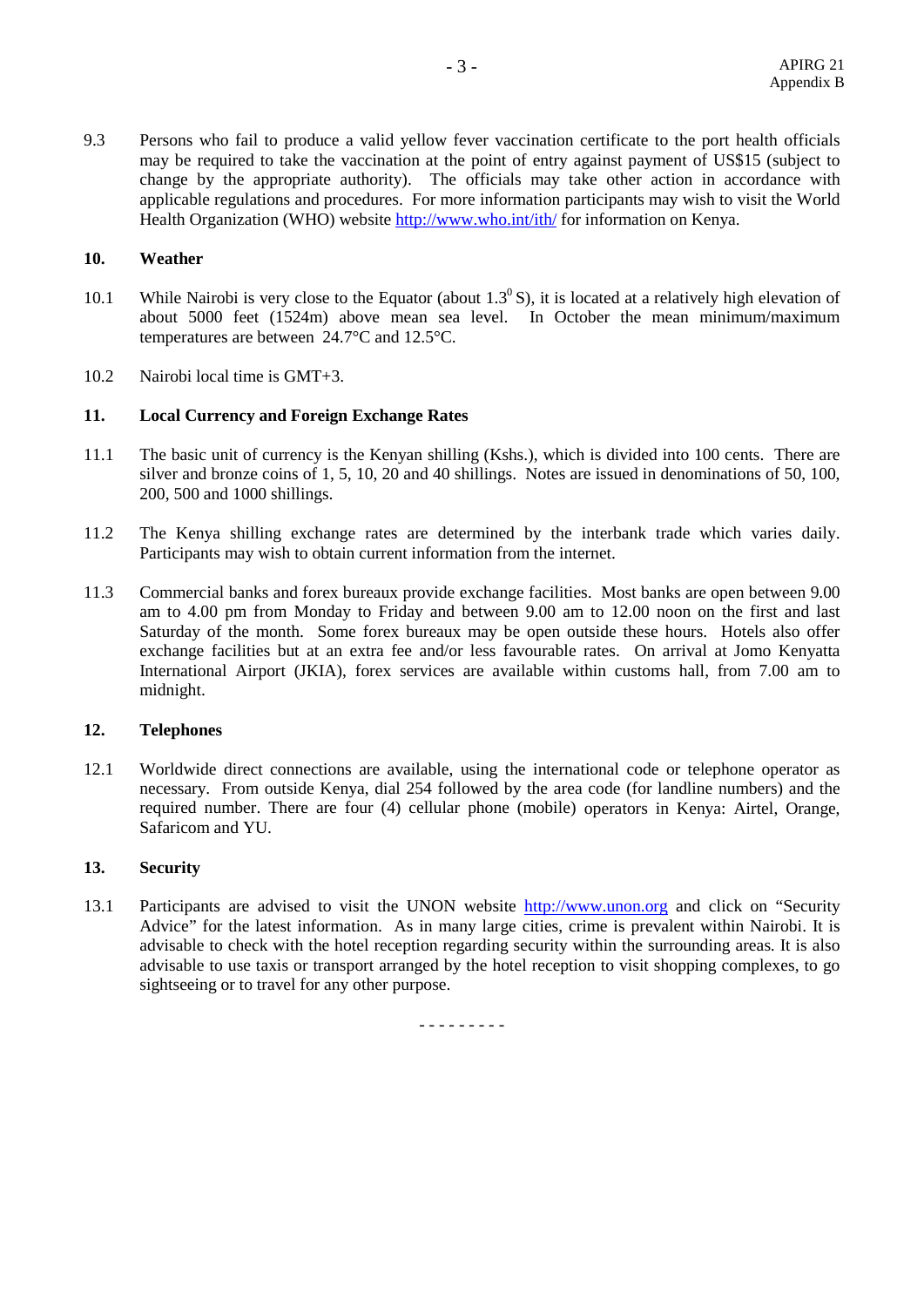9.3 Persons who fail to produce a valid yellow fever vaccination certificate to the port health officials may be required to take the vaccination at the point of entry against payment of US$15 (subject to change by the appropriate authority). The officials may take other action in accordance with applicable regulations and procedures. For more information participants may wish to visit the World Health Organization (WHO) website [http://www.who.int/ith/](http://www.who.int/ith/) for information on Kenya.

## 10. Weather

10.1 While Nairobi is very close to the Equator (about $1.3^0$ S), it is located at a relatively high elevation of about 5000 feet (1524m) above mean sea level. In October the mean minimum/maximum temperatures are between 24.7°C and 12.5°C.

10.2 Nairobi local time is GMT+3.

## 11. Local Currency and Foreign Exchange Rates

11.1 The basic unit of currency is the Kenyan shilling (Kshs.), which is divided into 100 cents. There are silver and bronze coins of 1, 5, 10, 20 and 40 shillings. Notes are issued in denominations of 50, 100, 200, 500 and 1000 shillings.

11.2 The Kenya shilling exchange rates are determined by the interbank trade which varies daily. Participants may wish to obtain current information from the internet.

11.3 Commercial banks and forex bureaux provide exchange facilities. Most banks are open between 9.00 am to 4.00 pm from Monday to Friday and between 9.00 am to 12.00 noon on the first and last Saturday of the month. Some forex bureaux may be open outside these hours. Hotels also offer exchange facilities but at an extra fee and/or less favourable rates. On arrival at Jomo Kenyatta International Airport (JKIA), forex services are available within customs hall, from 7.00 am to midnight.

## 12. Telephones

12.1 Worldwide direct connections are available, using the international code or telephone operator as necessary. From outside Kenya, dial 254 followed by the area code (for landline numbers) and the required number. There are four (4) cellular phone (mobile) operators in Kenya: Airtel, Orange, Safaricom and YU.

## 13. Security

13.1 Participants are advised to visit the UNON website [http://www.unon.org](http://www.unon.org) and click on "Security Advice" for the latest information. As in many large cities, crime is prevalent within Nairobi. It is advisable to check with the hotel reception regarding security within the surrounding areas. It is also advisable to use taxis or transport arranged by the hotel reception to visit shopping complexes, to go sightseeing or to travel for any other purpose.

\- - - - - - - - -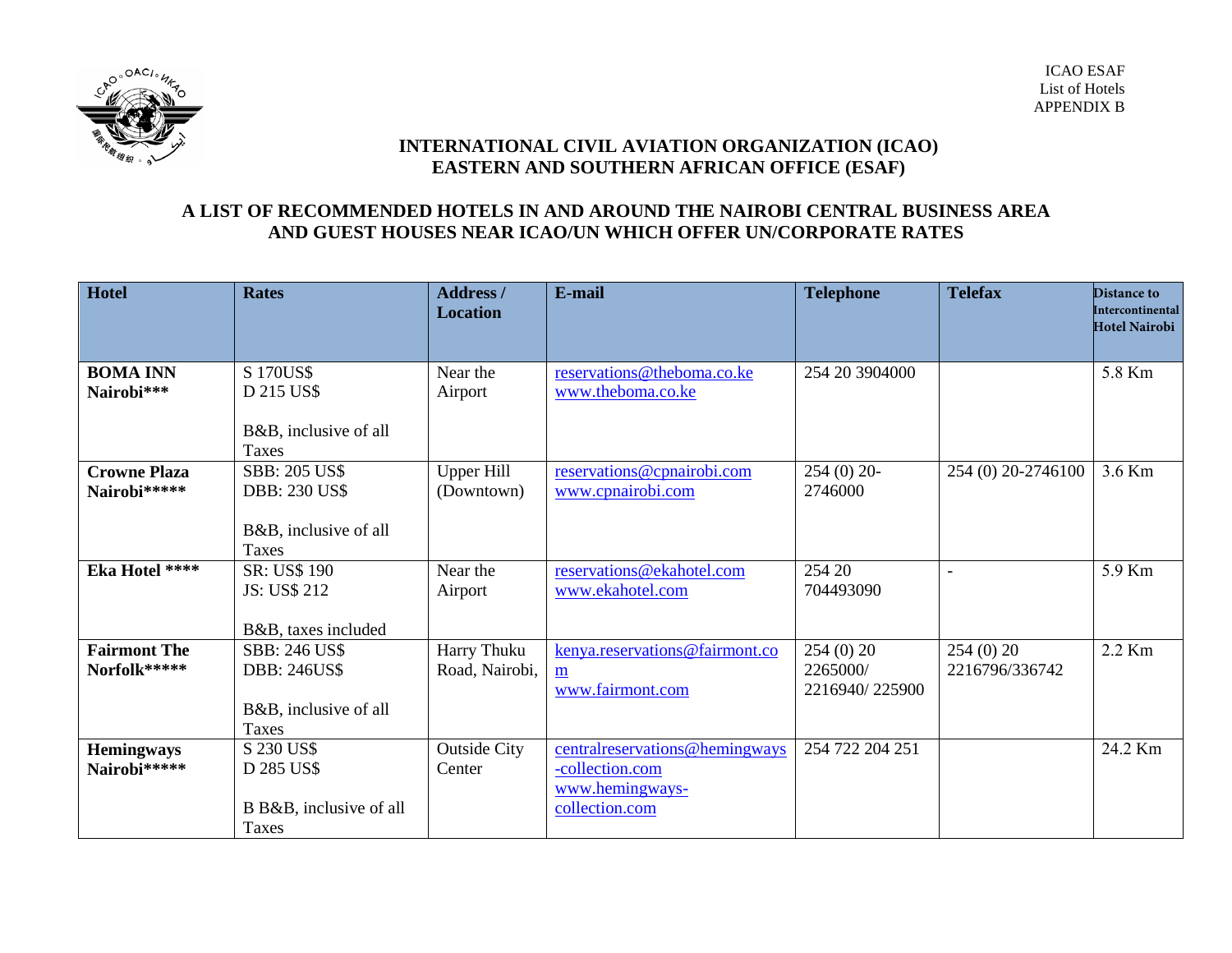ICAO ESAF
List of Hotels
APPENDIX B

**INTERNATIONAL CIVIL AVIATION ORGANIZATION (ICAO)**
**EASTERN AND SOUTHERN AFRICAN OFFICE (ESAF)**

**A LIST OF RECOMMENDED HOTELS IN AND AROUND THE NAIROBI CENTRAL BUSINESS AREA AND GUEST HOUSES NEAR ICAO/UN WHICH OFFER UN/CORPORATE RATES**

| Hotel | Rates | Address / Location | E-mail | Telephone | Telefax | Distance to Intercontinental Hotel Nairobi |
|---|---|---|---|---|---|---|
| **BOMA INN Nairobi***** | S 170US$<br>D 215 US$<br><br>B&B, inclusive of all Taxes | Near the Airport | reservations@theboma.co.ke<br>www.theboma.co.ke | 254 20 3904000 | | 5.8 Km |
| **Crowne Plaza Nairobi******* | SBB: 205 US$<br>DBB: 230 US$<br><br>B&B, inclusive of all Taxes | Upper Hill (Downtown) | reservations@cpnairobi.com<br>www.cpnairobi.com | 254 (0) 20-2746000 | 254 (0) 20-2746100 | 3.6 Km |
| **Eka Hotel ****** | SR: US$ 190<br>JS: US$ 212<br><br>B&B, taxes included | Near the Airport | reservations@ekahotel.com<br>www.ekahotel.com | 254 20 704493090 | - | 5.9 Km |
| **Fairmont The Norfolk******* | SBB: 246 US$<br>DBB: 246US$<br><br>B&B, inclusive of all Taxes | Harry Thuku Road, Nairobi, | kenya.reservations@fairmont.com<br>www.fairmont.com | 254 (0) 20 2265000/ 2216940/ 225900 | 254 (0) 20 2216796/336742 | 2.2 Km |
| **Hemingways Nairobi******* | S 230 US$<br>D 285 US$<br><br>B B&B, inclusive of all Taxes | Outside City Center | centralreservations@hemingways-collection.com<br>www.hemingways-collection.com | 254 722 204 251 | | 24.2 Km |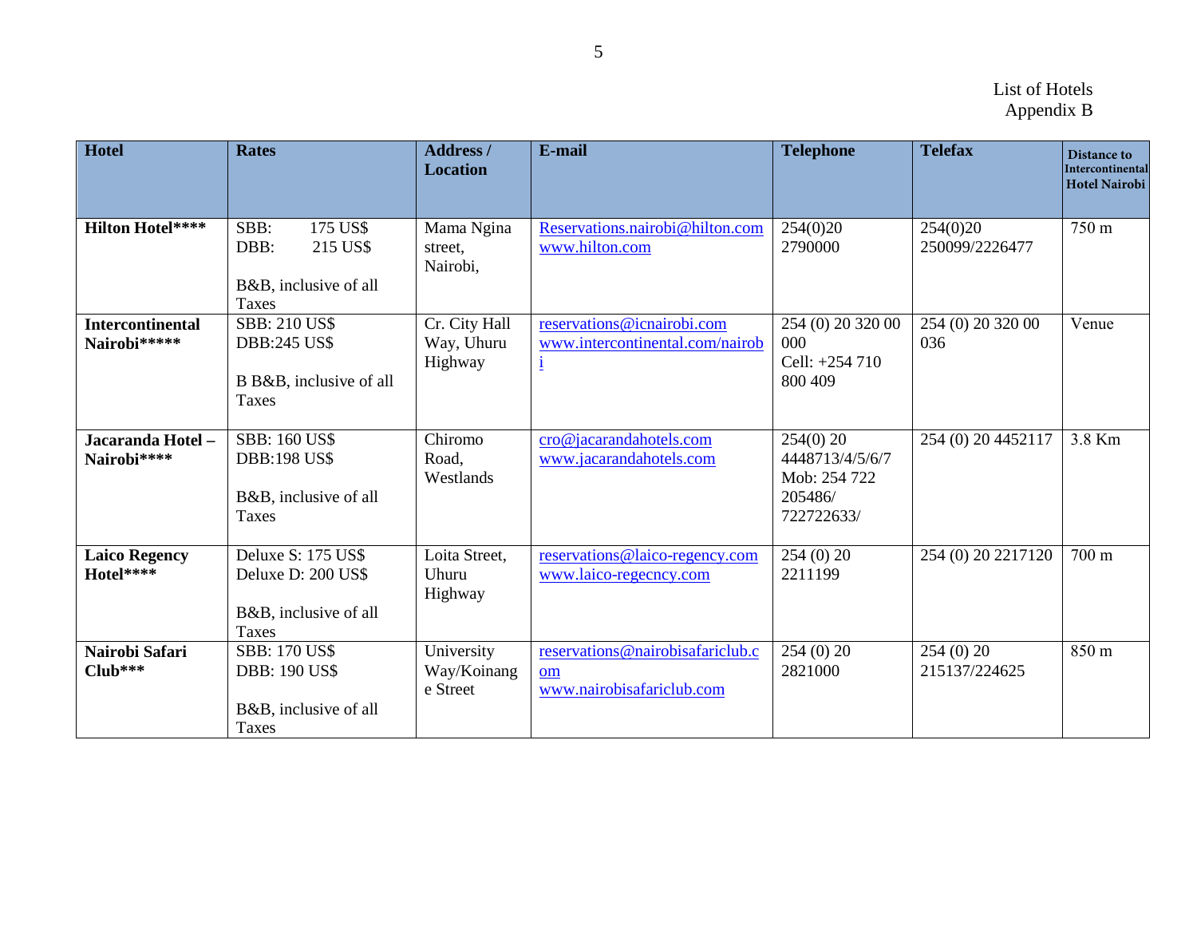List of Hotels
Appendix B

| Hotel | Rates | Address / Location | E-mail | Telephone | Telefax | Distance to Intercontinental Hotel Nairobi |
|---|---|---|---|---|---|---|
| **Hilton Hotel**** ** | SBB: 175 US$<br>DBB: 215 US$<br><br>B&B, inclusive of all Taxes | Mama Ngina street, Nairobi, | Reservations.nairobi@hilton.com<br>www.hilton.com | 254(0)20 2790000 | 254(0)20 250099/2226477 | 750 m |
| **Intercontinental Nairobi******* | SBB: 210 US$<br>DBB:245 US$<br><br>B B&B, inclusive of all Taxes | Cr. City Hall Way, Uhuru Highway | reservations@icnairobi.com<br>www.intercontinental.com/nairobi | 254 (0) 20 320 00 000<br>Cell: +254 710 800 409 | 254 (0) 20 320 00 036 | Venue |
| **Jacaranda Hotel – Nairobi******** | SBB: 160 US$<br>DBB:198 US$<br><br>B&B, inclusive of all Taxes | Chiromo Road, Westlands | cro@jacarandahotels.com<br>www.jacarandahotels.com | 254(0) 20 4448713/4/5/6/7<br>Mob: 254 722 205486/ 722722633/ | 254 (0) 20 4452117 | 3.8 Km |
| **Laico Regency Hotel******** | Deluxe S: 175 US$<br>Deluxe D: 200 US$<br><br>B&B, inclusive of all Taxes | Loita Street, Uhuru Highway | reservations@laico-regency.com<br>www.laico-regecncy.com | 254 (0) 20 2211199 | 254 (0) 20 2217120 | 700 m |
| **Nairobi Safari Club******* | SBB: 170 US$<br>DBB: 190 US$<br><br>B&B, inclusive of all Taxes | University Way/Koinange Street | reservations@nairobisafariclub.com<br>www.nairobisafariclub.com | 254 (0) 20 2821000 | 254 (0) 20 215137/224625 | 850 m |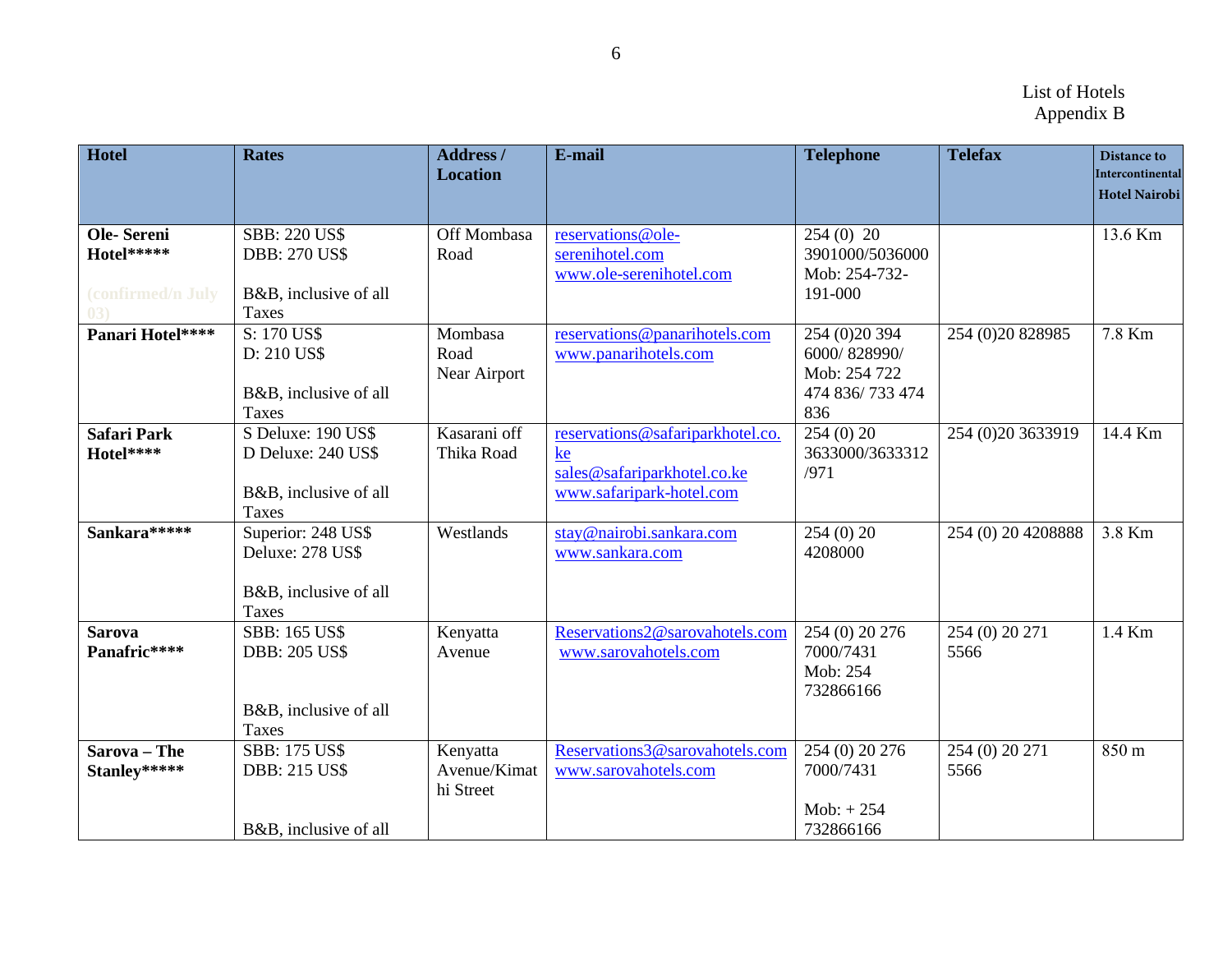List of Hotels
Appendix B

| Hotel | Rates | Address / Location | E-mail | Telephone | Telefax | Distance to Intercontinental Hotel Nairobi |
|---|---|---|---|---|---|---|
| **Ole- Sereni Hotel*****<br><br>(confirmed/n July 03) | SBB: 220 US$<br>DBB: 270 US$<br><br>B&B, inclusive of all Taxes | Off Mombasa Road | reservations@ole-serenihotel.com<br>www.ole-serenihotel.com | 254 (0) 20 3901000/5036000<br>Mob: 254-732-191-000 | | 13.6 Km |
| **Panari Hotel**** | S: 170 US$<br>D: 210 US$<br><br>B&B, inclusive of all Taxes | Mombasa Road Near Airport | reservations@panarihotels.com<br>www.panarihotels.com | 254 (0)20 394 6000/ 828990/<br>Mob: 254 722 474 836/ 733 474 836 | 254 (0)20 828985 | 7.8 Km |
| **Safari Park Hotel**** | S Deluxe: 190 US$<br>D Deluxe: 240 US$<br><br>B&B, inclusive of all Taxes | Kasarani off Thika Road | reservations@safariparkhotel.co.ke<br>sales@safariparkhotel.co.ke<br>www.safaripark-hotel.com | 254 (0) 20 3633000/3633312 /971 | 254 (0)20 3633919 | 14.4 Km |
| **Sankara***** | Superior: 248 US$<br>Deluxe: 278 US$<br><br>B&B, inclusive of all Taxes | Westlands | stay@nairobi.sankara.com<br>www.sankara.com | 254 (0) 20 4208000 | 254 (0) 20 4208888 | 3.8 Km |
| **Sarova Panafric**** | SBB: 165 US$<br>DBB: 205 US$<br><br>B&B, inclusive of all Taxes | Kenyatta Avenue | Reservations2@sarovahotels.com<br>www.sarovahotels.com | 254 (0) 20 276 7000/7431<br>Mob: 254 732866166 | 254 (0) 20 271 5566 | 1.4 Km |
| **Sarova – The Stanley***** | SBB: 175 US$<br>DBB: 215 US$<br><br>B&B, inclusive of all | Kenyatta Avenue/Kimathi Street | Reservations3@sarovahotels.com<br>www.sarovahotels.com | 254 (0) 20 276 7000/7431<br><br>Mob: + 254 732866166 | 254 (0) 20 271 5566 | 850 m |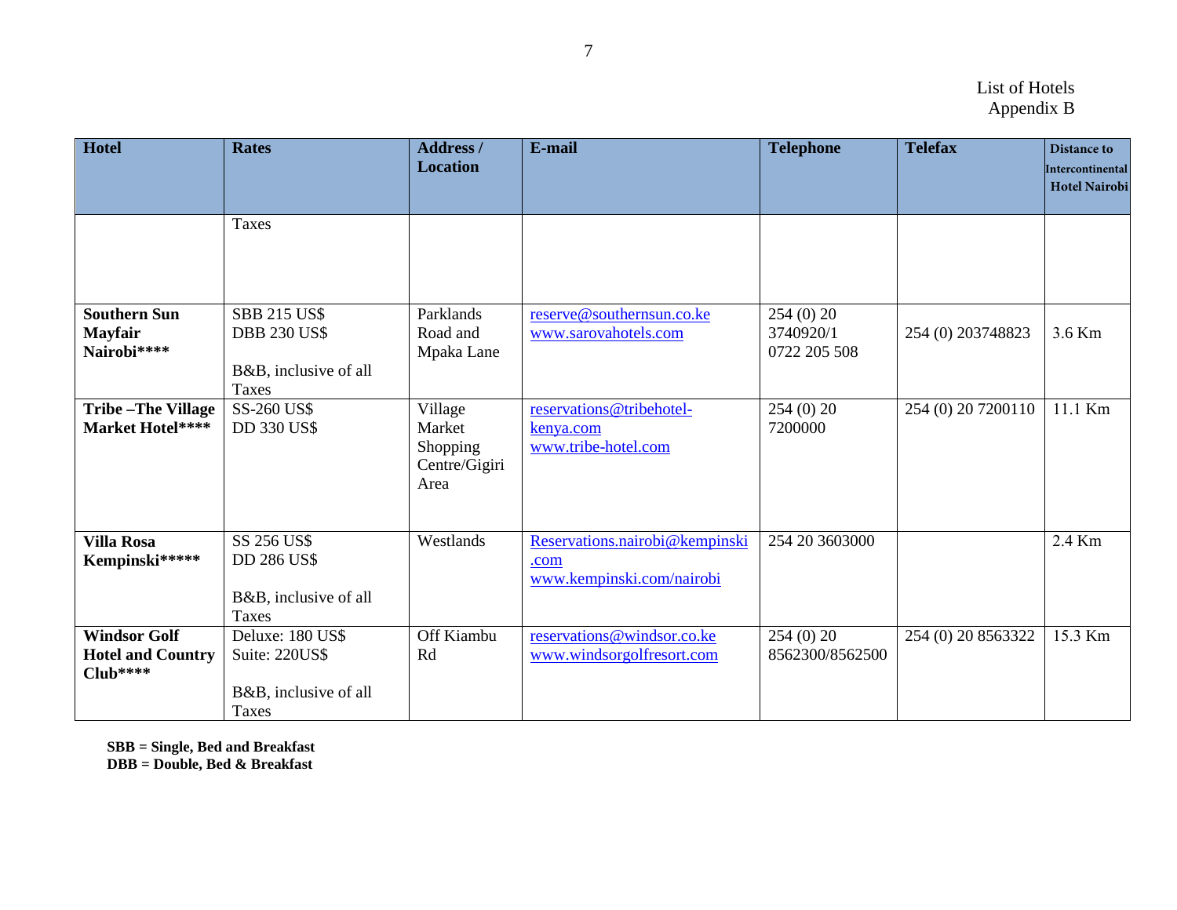List of Hotels
Appendix B

| Hotel | Rates | Address / Location | E-mail | Telephone | Telefax | Distance to Intercontinental Hotel Nairobi |
|---|---|---|---|---|---|---|
| | Taxes | | | | | |
| **Southern Sun Mayfair Nairobi****** | SBB 215 US$<br>DBB 230 US$<br><br>B&B, inclusive of all Taxes | Parklands Road and Mpaka Lane | reserve@southernsun.co.ke<br>www.sarovahotels.com | 254 (0) 20 3740920/1<br>0722 205 508 | 254 (0) 203748823 | 3.6 Km |
| **Tribe –The Village Market Hotel****** | SS-260 US$<br>DD 330 US$ | Village Market Shopping Centre/Gigiri Area | reservations@tribehotel-kenya.com<br>www.tribe-hotel.com | 254 (0) 20 7200000 | 254 (0) 20 7200110 | 11.1 Km |
| **Villa Rosa Kempinski******* | SS 256 US$<br>DD 286 US$<br><br>B&B, inclusive of all Taxes | Westlands | Reservations.nairobi@kempinski.com<br>www.kempinski.com/nairobi | 254 20 3603000 | | 2.4 Km |
| **Windsor Golf Hotel and Country Club****** | Deluxe: 180 US$<br>Suite: 220US$<br><br>B&B, inclusive of all Taxes | Off Kiambu Rd | reservations@windsor.co.ke<br>www.windsorgolfresort.com | 254 (0) 20 8562300/8562500 | 254 (0) 20 8563322 | 15.3 Km |

**SBB = Single, Bed and Breakfast**
**DBB = Double, Bed & Breakfast**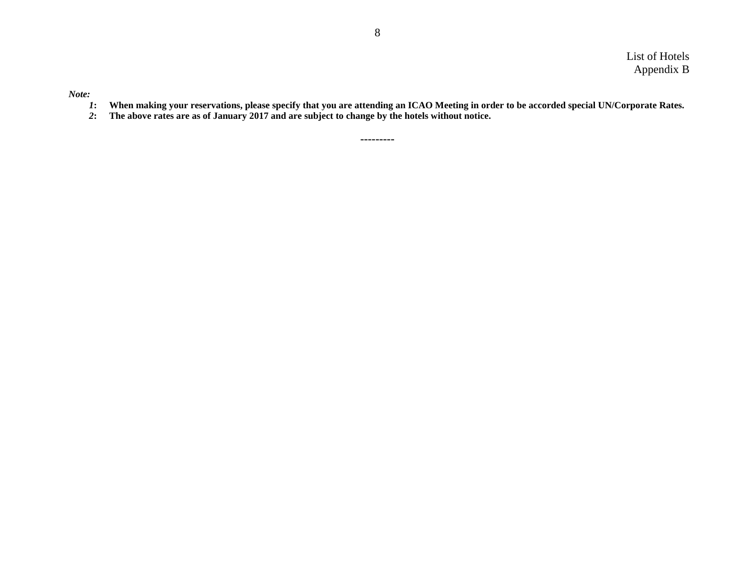List of Hotels
Appendix B

***Note:***

***1*: When making your reservations, please specify that you are attending an ICAO Meeting in order to be accorded special UN/Corporate Rates.**

***2*: The above rates are as of January 2017 and are subject to change by the hotels without notice.**

---------